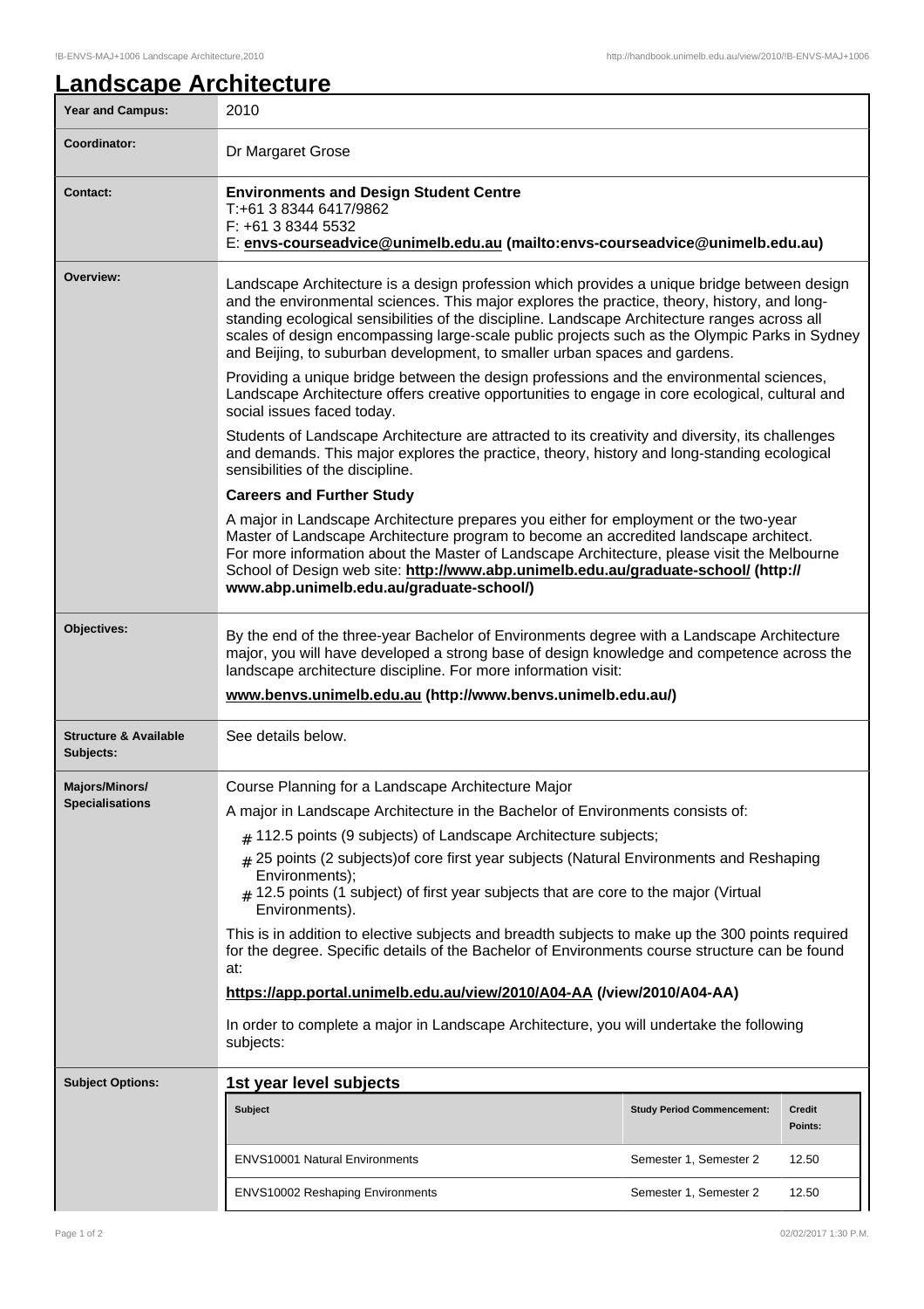# Landscape Architecture

| | |
|---|---|
| **Year and Campus:** | 2010 |
| **Coordinator:** | Dr Margaret Grose |
| **Contact:** | **Environments and Design Student Centre**<br>T:+61 3 8344 6417/9862<br>F: +61 3 8344 5532<br>E: **envs-courseadvice@unimelb.edu.au (mailto:envs-courseadvice@unimelb.edu.au)** |
| **Overview:** | Landscape Architecture is a design profession which provides a unique bridge between design and the environmental sciences. This major explores the practice, theory, history, and long-standing ecological sensibilities of the discipline. Landscape Architecture ranges across all scales of design encompassing large-scale public projects such as the Olympic Parks in Sydney and Beijing, to suburban development, to smaller urban spaces and gardens.<br><br>Providing a unique bridge between the design professions and the environmental sciences, Landscape Architecture offers creative opportunities to engage in core ecological, cultural and social issues faced today.<br><br>Students of Landscape Architecture are attracted to its creativity and diversity, its challenges and demands. This major explores the practice, theory, history and long-standing ecological sensibilities of the discipline.<br><br>**Careers and Further Study**<br><br>A major in Landscape Architecture prepares you either for employment or the two-year Master of Landscape Architecture program to become an accredited landscape architect. For more information about the Master of Landscape Architecture, please visit the Melbourne School of Design web site: **http://www.abp.unimelb.edu.au/graduate-school/ (http://www.abp.unimelb.edu.au/graduate-school/)** |
| **Objectives:** | By the end of the three-year Bachelor of Environments degree with a Landscape Architecture major, you will have developed a strong base of design knowledge and competence across the landscape architecture discipline. For more information visit:<br><br>**www.benvs.unimelb.edu.au (http://www.benvs.unimelb.edu.au/)** |
| **Structure & Available Subjects:** | See details below. |
| **Majors/Minors/ Specialisations** | Course Planning for a Landscape Architecture Major<br><br>A major in Landscape Architecture in the Bachelor of Environments consists of:<br><br># 112.5 points (9 subjects) of Landscape Architecture subjects;<br># 25 points (2 subjects)of core first year subjects (Natural Environments and Reshaping Environments);<br># 12.5 points (1 subject) of first year subjects that are core to the major (Virtual Environments).<br><br>This is in addition to elective subjects and breadth subjects to make up the 300 points required for the degree. Specific details of the Bachelor of Environments course structure can be found at:<br><br>**https://app.portal.unimelb.edu.au/view/2010/A04-AA (/view/2010/A04-AA)**<br><br>In order to complete a major in Landscape Architecture, you will undertake the following subjects: |
| **Subject Options:** | **1st year level subjects** |

| Subject | Study Period Commencement: | Credit Points: |
|---|---|---|
| ENVS10001 Natural Environments | Semester 1, Semester 2 | 12.50 |
| ENVS10002 Reshaping Environments | Semester 1, Semester 2 | 12.50 |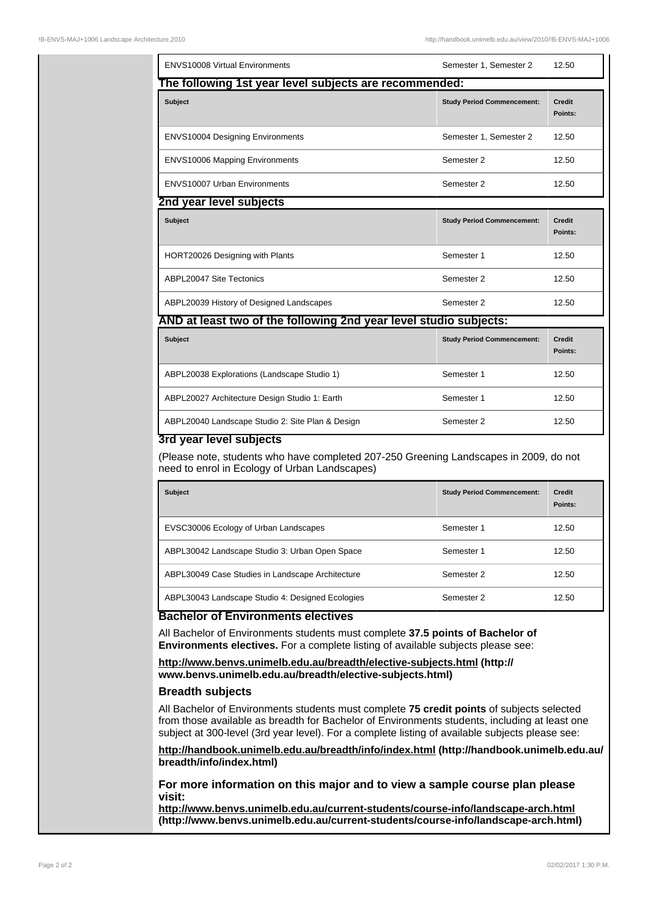| | | |
|---|---|---|
| ENVS10008 Virtual Environments | Semester 1, Semester 2 | 12.50 |

### The following 1st year level subjects are recommended:

| Subject | Study Period Commencement: | Credit Points: |
|---|---|---|
| ENVS10004 Designing Environments | Semester 1, Semester 2 | 12.50 |
| ENVS10006 Mapping Environments | Semester 2 | 12.50 |
| ENVS10007 Urban Environments | Semester 2 | 12.50 |

### 2nd year level subjects

| Subject | Study Period Commencement: | Credit Points: |
|---|---|---|
| HORT20026 Designing with Plants | Semester 1 | 12.50 |
| ABPL20047 Site Tectonics | Semester 2 | 12.50 |
| ABPL20039 History of Designed Landscapes | Semester 2 | 12.50 |

### AND at least two of the following 2nd year level studio subjects:

| Subject | Study Period Commencement: | Credit Points: |
|---|---|---|
| ABPL20038 Explorations (Landscape Studio 1) | Semester 1 | 12.50 |
| ABPL20027 Architecture Design Studio 1: Earth | Semester 1 | 12.50 |
| ABPL20040 Landscape Studio 2: Site Plan & Design | Semester 2 | 12.50 |

### 3rd year level subjects

(Please note, students who have completed 207-250 Greening Landscapes in 2009, do not need to enrol in Ecology of Urban Landscapes)

| Subject | Study Period Commencement: | Credit Points: |
|---|---|---|
| EVSC30006 Ecology of Urban Landscapes | Semester 1 | 12.50 |
| ABPL30042 Landscape Studio 3: Urban Open Space | Semester 1 | 12.50 |
| ABPL30049 Case Studies in Landscape Architecture | Semester 2 | 12.50 |
| ABPL30043 Landscape Studio 4: Designed Ecologies | Semester 2 | 12.50 |

### Bachelor of Environments electives

All Bachelor of Environments students must complete **37.5 points of Bachelor of Environments electives.** For a complete listing of available subjects please see:

**http://www.benvs.unimelb.edu.au/breadth/elective-subjects.html (http://www.benvs.unimelb.edu.au/breadth/elective-subjects.html)**

### Breadth subjects

All Bachelor of Environments students must complete **75 credit points** of subjects selected from those available as breadth for Bachelor of Environments students, including at least one subject at 300-level (3rd year level). For a complete listing of available subjects please see:

**http://handbook.unimelb.edu.au/breadth/info/index.html (http://handbook.unimelb.edu.au/breadth/info/index.html)**

**For more information on this major and to view a sample course plan please visit:**
**http://www.benvs.unimelb.edu.au/current-students/course-info/landscape-arch.html (http://www.benvs.unimelb.edu.au/current-students/course-info/landscape-arch.html)**